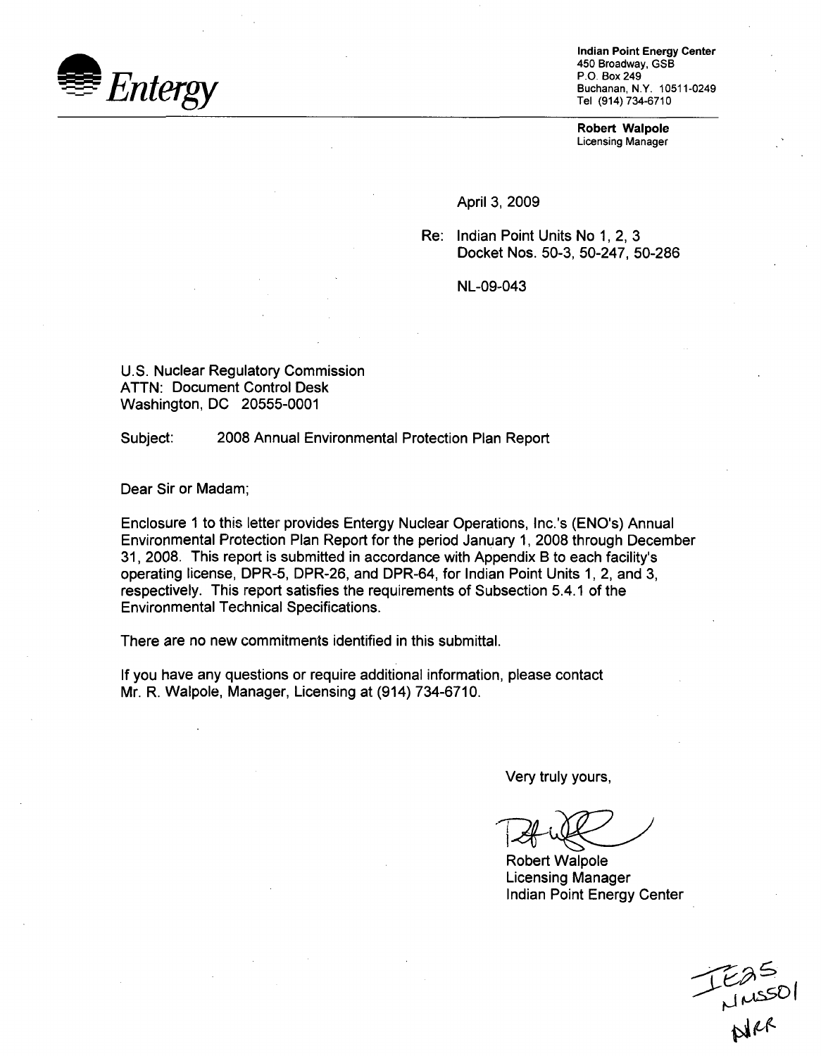**Entergy**

**Indian Point Energy Center**
450 Broadway, GSB
P.O. Box 249
Buchanan, N.Y. 10511-0249
Tel (914) 734-6710

**Robert Walpole**
Licensing Manager

April 3, 2009

Re: Indian Point Units No 1, 2, 3
Docket Nos. 50-3, 50-247, 50-286

NL-09-043

U.S. Nuclear Regulatory Commission
ATTN: Document Control Desk
Washington, DC 20555-0001

Subject: 2008 Annual Environmental Protection Plan Report

Dear Sir or Madam;

Enclosure 1 to this letter provides Entergy Nuclear Operations, Inc.'s (ENO's) Annual Environmental Protection Plan Report for the period January 1, 2008 through December 31, 2008. This report is submitted in accordance with Appendix B to each facility's operating license, DPR-5, DPR-26, and DPR-64, for Indian Point Units 1, 2, and 3, respectively. This report satisfies the requirements of Subsection 5.4.1 of the Environmental Technical Specifications.

There are no new commitments identified in this submittal.

If you have any questions or require additional information, please contact Mr. R. Walpole, Manager, Licensing at (914) 734-6710.

Very truly yours,

Robert Walpole
Licensing Manager
Indian Point Energy Center

IE25
NMSS01
NRR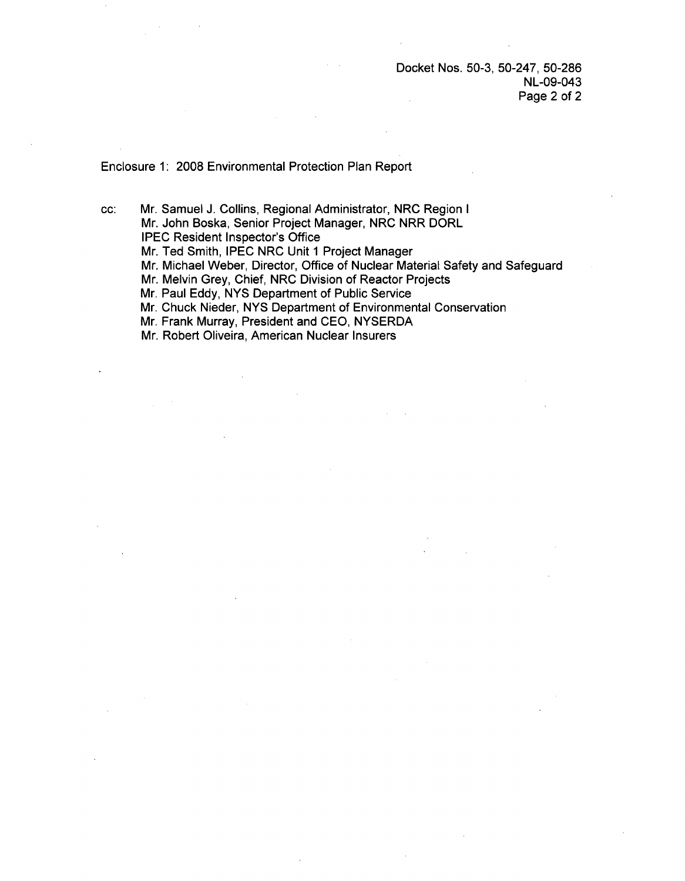Docket Nos. 50-3, 50-247, 50-286
NL-09-043

Enclosure 1: 2008 Environmental Protection Plan Report

cc: Mr. Samuel J. Collins, Regional Administrator, NRC Region I
Mr. John Boska, Senior Project Manager, NRC NRR DORL
IPEC Resident Inspector's Office
Mr. Ted Smith, IPEC NRC Unit 1 Project Manager
Mr. Michael Weber, Director, Office of Nuclear Material Safety and Safeguard
Mr. Melvin Grey, Chief, NRC Division of Reactor Projects
Mr. Paul Eddy, NYS Department of Public Service
Mr. Chuck Nieder, NYS Department of Environmental Conservation
Mr. Frank Murray, President and CEO, NYSERDA
Mr. Robert Oliveira, American Nuclear Insurers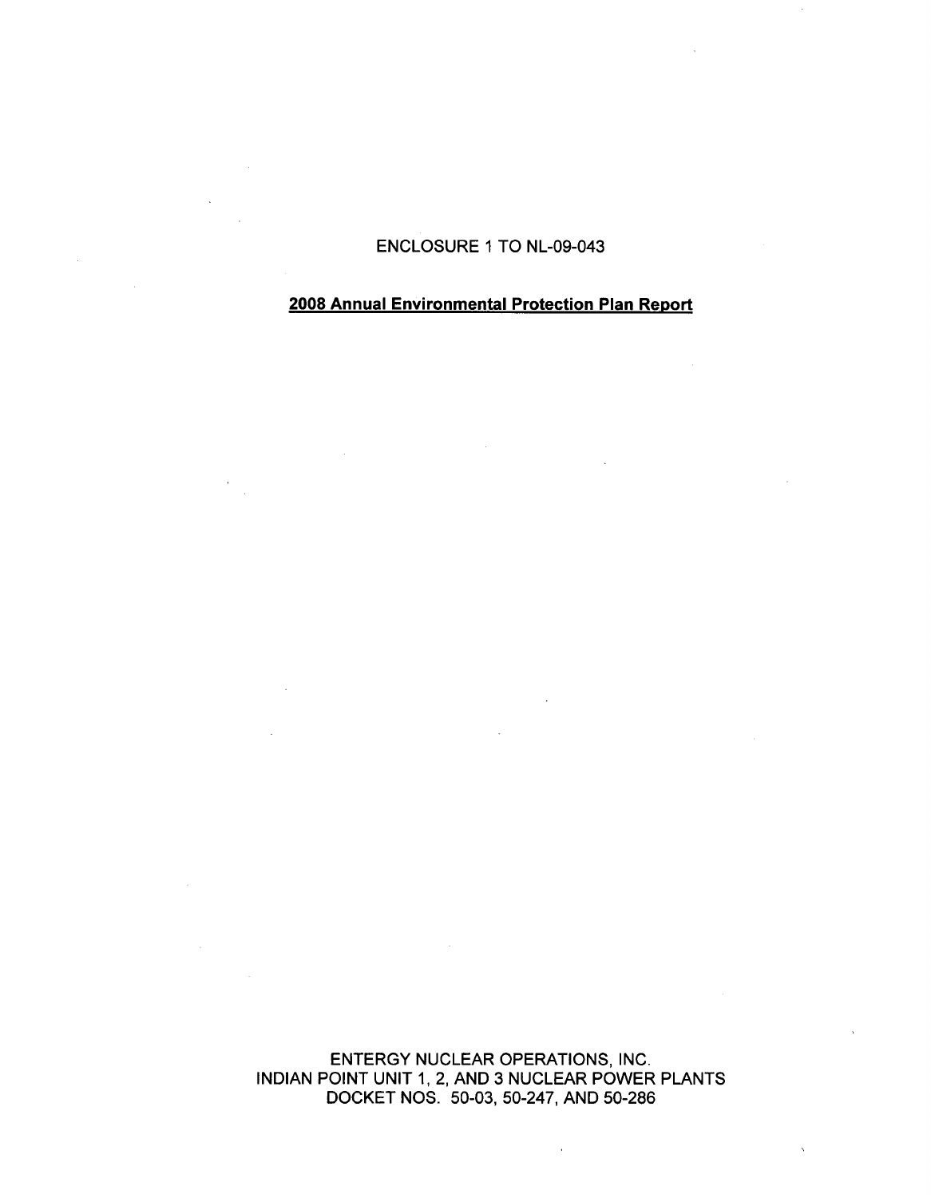ENCLOSURE 1 TO NL-09-043

**2008 Annual Environmental Protection Plan Report**

ENTERGY NUCLEAR OPERATIONS, INC.
INDIAN POINT UNIT 1, 2, AND 3 NUCLEAR POWER PLANTS
DOCKET NOS. 50-03, 50-247, AND 50-286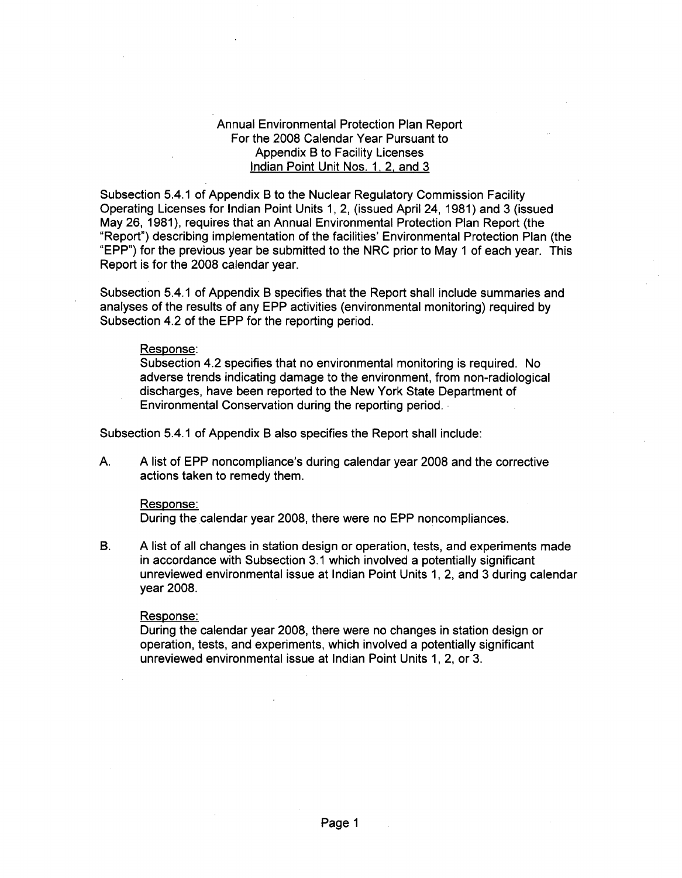# Annual Environmental Protection Plan Report
## For the 2008 Calendar Year Pursuant to
## Appendix B to Facility Licenses
## Indian Point Unit Nos. 1, 2, and 3

Subsection 5.4.1 of Appendix B to the Nuclear Regulatory Commission Facility Operating Licenses for Indian Point Units 1, 2, (issued April 24, 1981) and 3 (issued May 26, 1981), requires that an Annual Environmental Protection Plan Report (the "Report") describing implementation of the facilities' Environmental Protection Plan (the "EPP") for the previous year be submitted to the NRC prior to May 1 of each year. This Report is for the 2008 calendar year.

Subsection 5.4.1 of Appendix B specifies that the Report shall include summaries and analyses of the results of any EPP activities (environmental monitoring) required by Subsection 4.2 of the EPP for the reporting period.

> Response:
>
> Subsection 4.2 specifies that no environmental monitoring is required. No adverse trends indicating damage to the environment, from non-radiological discharges, have been reported to the New York State Department of Environmental Conservation during the reporting period.

Subsection 5.4.1 of Appendix B also specifies the Report shall include:

A. A list of EPP noncompliance's during calendar year 2008 and the corrective actions taken to remedy them.

> Response:
>
> During the calendar year 2008, there were no EPP noncompliances.

B. A list of all changes in station design or operation, tests, and experiments made in accordance with Subsection 3.1 which involved a potentially significant unreviewed environmental issue at Indian Point Units 1, 2, and 3 during calendar year 2008.

> Response:
>
> During the calendar year 2008, there were no changes in station design or operation, tests, and experiments, which involved a potentially significant unreviewed environmental issue at Indian Point Units 1, 2, or 3.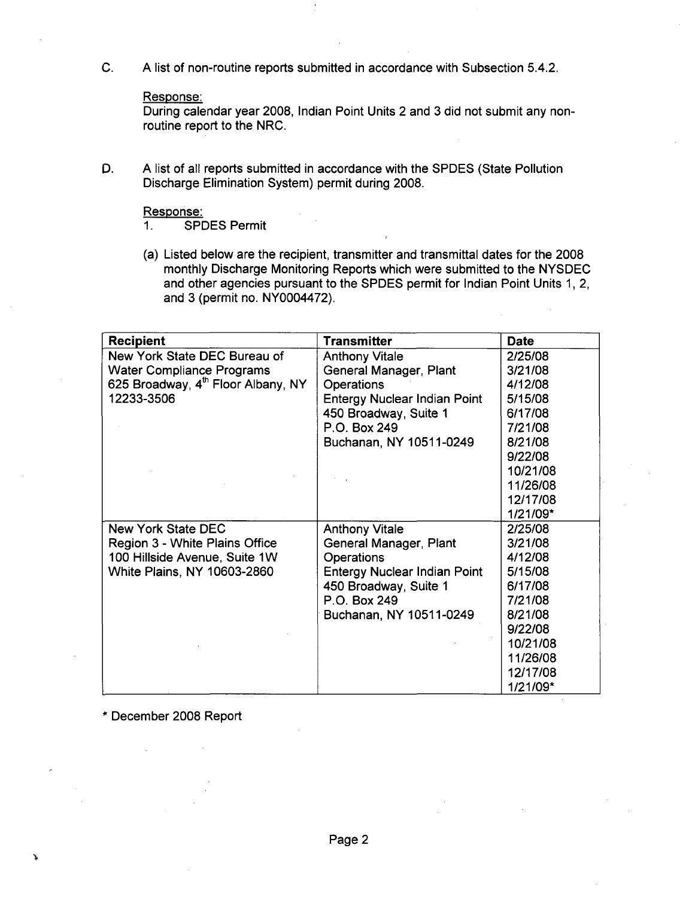C. A list of non-routine reports submitted in accordance with Subsection 5.4.2.

Response:
During calendar year 2008, Indian Point Units 2 and 3 did not submit any non-routine report to the NRC.

D. A list of all reports submitted in accordance with the SPDES (State Pollution Discharge Elimination System) permit during 2008.

Response:
1. SPDES Permit

(a) Listed below are the recipient, transmitter and transmittal dates for the 2008 monthly Discharge Monitoring Reports which were submitted to the NYSDEC and other agencies pursuant to the SPDES permit for Indian Point Units 1, 2, and 3 (permit no. NY0004472).

| Recipient | Transmitter | Date |
|---|---|---|
| New York State DEC Bureau of Water Compliance Programs 625 Broadway, 4th Floor Albany, NY 12233-3506 | Anthony Vitale General Manager, Plant Operations Entergy Nuclear Indian Point 450 Broadway, Suite 1 P.O. Box 249 Buchanan, NY 10511-0249 | 2/25/08 3/21/08 4/12/08 5/15/08 6/17/08 7/21/08 8/21/08 9/22/08 10/21/08 11/26/08 12/17/08 1/21/09* |
| New York State DEC Region 3 - White Plains Office 100 Hillside Avenue, Suite 1W White Plains, NY 10603-2860 | Anthony Vitale General Manager, Plant Operations Entergy Nuclear Indian Point 450 Broadway, Suite 1 P.O. Box 249 Buchanan, NY 10511-0249 | 2/25/08 3/21/08 4/12/08 5/15/08 6/17/08 7/21/08 8/21/08 9/22/08 10/21/08 11/26/08 12/17/08 1/21/09* |

* December 2008 Report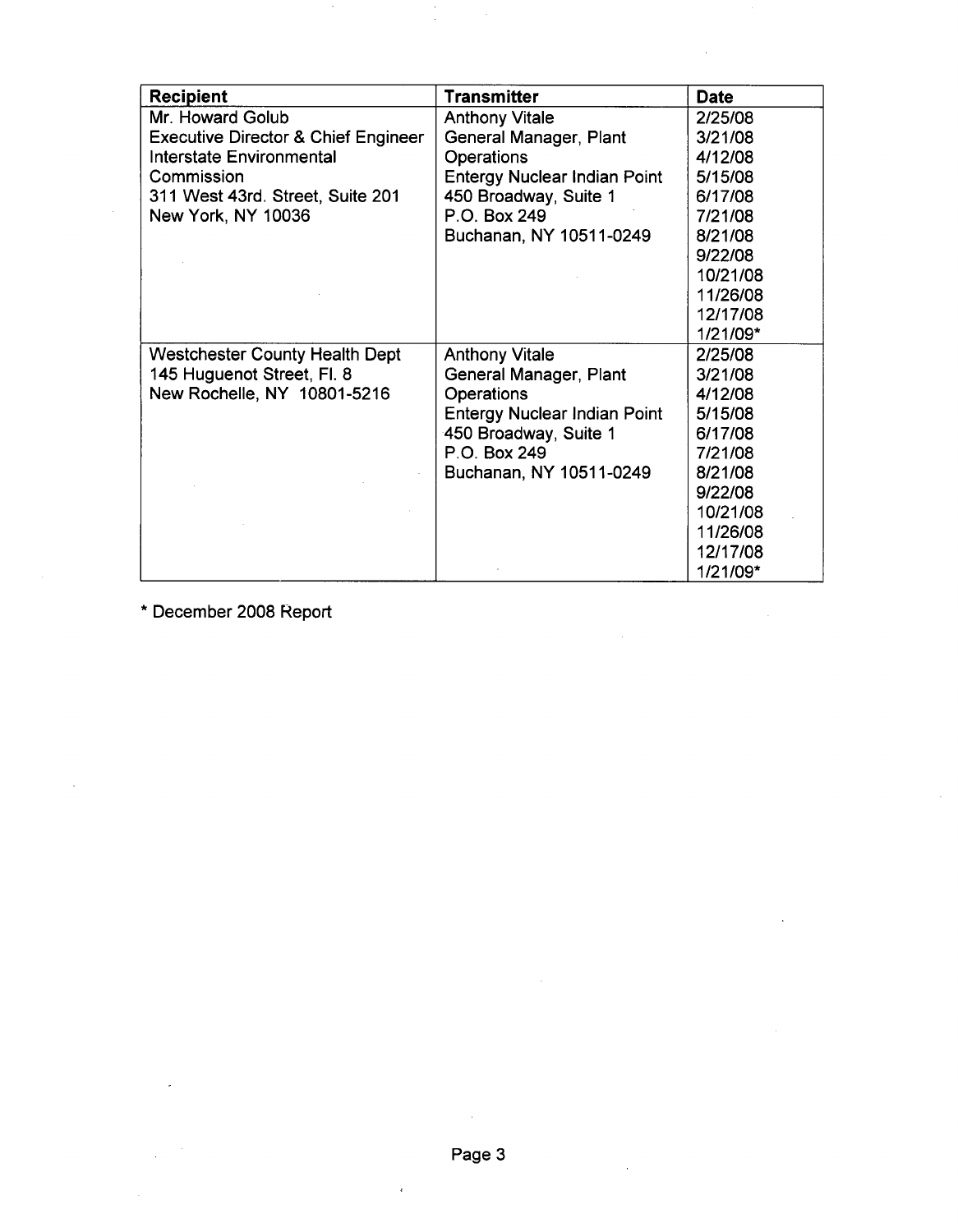| Recipient | Transmitter | Date |
|---|---|---|
| Mr. Howard Golub<br>Executive Director & Chief Engineer<br>Interstate Environmental Commission<br>311 West 43rd. Street, Suite 201<br>New York, NY 10036 | Anthony Vitale<br>General Manager, Plant Operations<br>Entergy Nuclear Indian Point<br>450 Broadway, Suite 1<br>P.O. Box 249<br>Buchanan, NY 10511-0249 | 2/25/08<br>3/21/08<br>4/12/08<br>5/15/08<br>6/17/08<br>7/21/08<br>8/21/08<br>9/22/08<br>10/21/08<br>11/26/08<br>12/17/08<br>1/21/09* |
| Westchester County Health Dept<br>145 Huguenot Street, Fl. 8<br>New Rochelle, NY 10801-5216 | Anthony Vitale<br>General Manager, Plant Operations<br>Entergy Nuclear Indian Point<br>450 Broadway, Suite 1<br>P.O. Box 249<br>Buchanan, NY 10511-0249 | 2/25/08<br>3/21/08<br>4/12/08<br>5/15/08<br>6/17/08<br>7/21/08<br>8/21/08<br>9/22/08<br>10/21/08<br>11/26/08<br>12/17/08<br>1/21/09* |

* December 2008 Report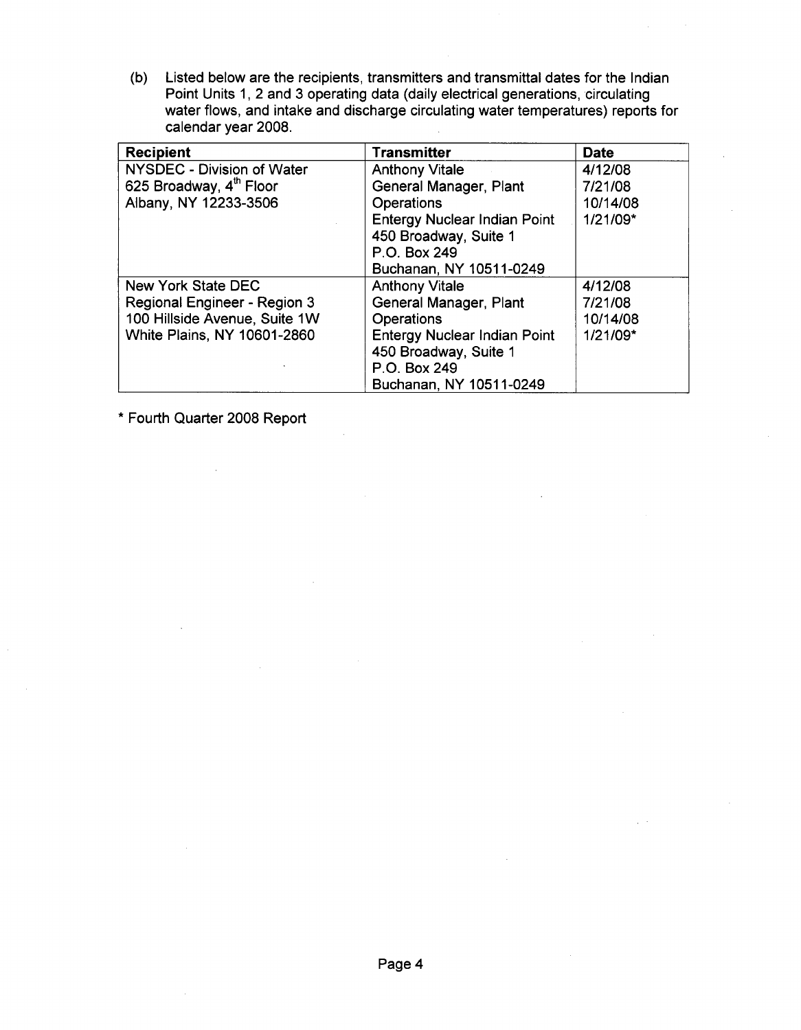(b) Listed below are the recipients, transmitters and transmittal dates for the Indian Point Units 1, 2 and 3 operating data (daily electrical generations, circulating water flows, and intake and discharge circulating water temperatures) reports for calendar year 2008.

| Recipient | Transmitter | Date |
|---|---|---|
| NYSDEC - Division of Water<br>625 Broadway, 4th Floor<br>Albany, NY 12233-3506 | Anthony Vitale<br>General Manager, Plant Operations<br>Entergy Nuclear Indian Point<br>450 Broadway, Suite 1<br>P.O. Box 249<br>Buchanan, NY 10511-0249 | 4/12/08<br>7/21/08<br>10/14/08<br>1/21/09* |
| New York State DEC<br>Regional Engineer - Region 3<br>100 Hillside Avenue, Suite 1W<br>White Plains, NY 10601-2860 | Anthony Vitale<br>General Manager, Plant Operations<br>Entergy Nuclear Indian Point<br>450 Broadway, Suite 1<br>P.O. Box 249<br>Buchanan, NY 10511-0249 | 4/12/08<br>7/21/08<br>10/14/08<br>1/21/09* |

* Fourth Quarter 2008 Report